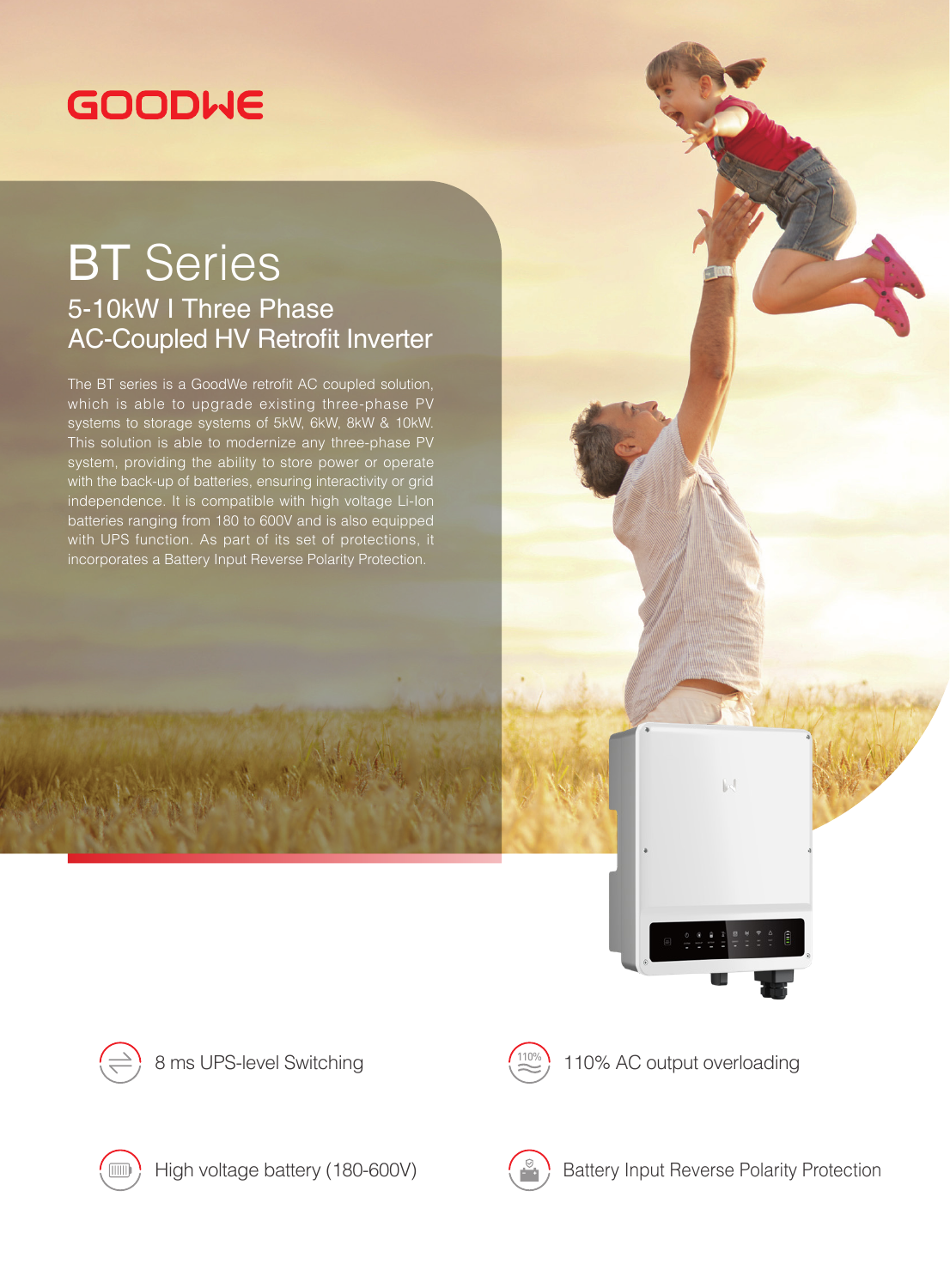GOODWE

# BT Series

## 5-10kW I Three Phase
## AC-Coupled HV Retrofit Inverter

The BT series is a GoodWe retrofit AC coupled solution, which is able to upgrade existing three-phase PV systems to storage systems of 5kW, 6kW, 8kW & 10kW. This solution is able to modernize any three-phase PV system, providing the ability to store power or operate with the back-up of batteries, ensuring interactivity or grid independence. It is compatible with high voltage Li-Ion batteries ranging from 180 to 600V and is also equipped with UPS function. As part of its set of protections, it incorporates a Battery Input Reverse Polarity Protection.

- 8 ms UPS-level Switching
- 110% AC output overloading
- High voltage battery (180-600V)
- Battery Input Reverse Polarity Protection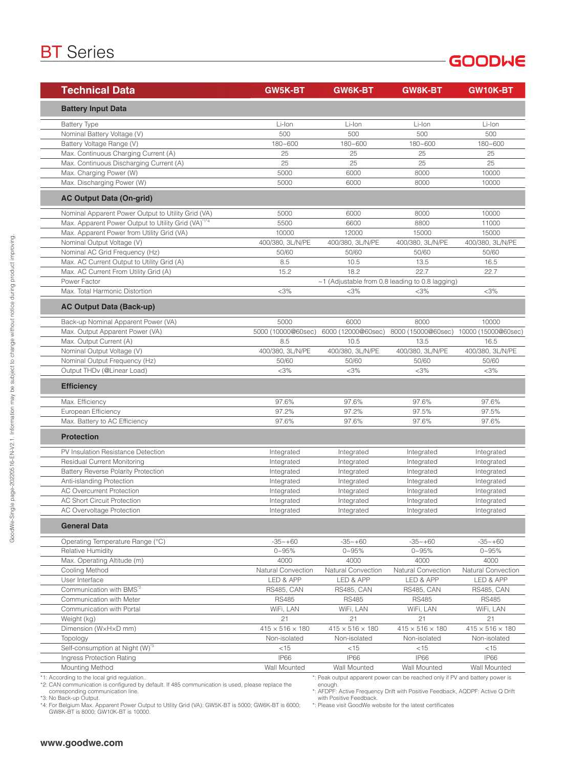# BT Series

GOODWE

| Technical Data | GW5K-BT | GW6K-BT | GW8K-BT | GW10K-BT |
|---|---|---|---|---|
| **Battery Input Data** | | | | |
| Battery Type | Li-Ion | Li-Ion | Li-Ion | Li-Ion |
| Nominal Battery Voltage (V) | 500 | 500 | 500 | 500 |
| Battery Voltage Range (V) | 180~600 | 180~600 | 180~600 | 180~600 |
| Max. Continuous Charging Current (A) | 25 | 25 | 25 | 25 |
| Max. Continuous Discharging Current (A) | 25 | 25 | 25 | 25 |
| Max. Charging Power (W) | 5000 | 6000 | 8000 | 10000 |
| Max. Discharging Power (W) | 5000 | 6000 | 8000 | 10000 |
| **AC Output Data (On-grid)** | | | | |
| Nominal Apparent Power Output to Utility Grid (VA) | 5000 | 6000 | 8000 | 10000 |
| Max. Apparent Power Output to Utility Grid (VA)[*1*4] | 5500 | 6600 | 8800 | 11000 |
| Max. Apparent Power from Utility Grid (VA) | 10000 | 12000 | 15000 | 15000 |
| Nominal Output Voltage (V) | 400/380, 3L/N/PE | 400/380, 3L/N/PE | 400/380, 3L/N/PE | 400/380, 3L/N/PE |
| Nominal AC Grid Frequency (Hz) | 50/60 | 50/60 | 50/60 | 50/60 |
| Max. AC Current Output to Utility Grid (A) | 8.5 | 10.5 | 13.5 | 16.5 |
| Max. AC Current From Utility Grid (A) | 15.2 | 18.2 | 22.7 | 22.7 |
| Power Factor | ~1 (Adjustable from 0.8 leading to 0.8 lagging) | | | |
| Max. Total Harmonic Distortion | <3% | <3% | <3% | <3% |
| **AC Output Data (Back-up)** | | | | |
| Back-up Nominal Apparent Power (VA) | 5000 | 6000 | 8000 | 10000 |
| Max. Output Apparent Power (VA) | 5000 (10000@60sec) | 6000 (12000@60sec) | 8000 (15000@60sec) | 10000 (15000@60sec) |
| Max. Output Current (A) | 8.5 | 10.5 | 13.5 | 16.5 |
| Nominal Output Voltage (V) | 400/380, 3L/N/PE | 400/380, 3L/N/PE | 400/380, 3L/N/PE | 400/380, 3L/N/PE |
| Nominal Output Frequency (Hz) | 50/60 | 50/60 | 50/60 | 50/60 |
| Output THDv (@Linear Load) | <3% | <3% | <3% | <3% |
| **Efficiency** | | | | |
| Max. Efficiency | 97.6% | 97.6% | 97.6% | 97.6% |
| European Efficiency | 97.2% | 97.2% | 97.5% | 97.5% |
| Max. Battery to AC Efficiency | 97.6% | 97.6% | 97.6% | 97.6% |
| **Protection** | | | | |
| PV Insulation Resistance Detection | Integrated | Integrated | Integrated | Integrated |
| Residual Current Monitoring | Integrated | Integrated | Integrated | Integrated |
| Battery Reverse Polarity Protection | Integrated | Integrated | Integrated | Integrated |
| Anti-islanding Protection | Integrated | Integrated | Integrated | Integrated |
| AC Overcurrent Protection | Integrated | Integrated | Integrated | Integrated |
| AC Short Circuit Protection | Integrated | Integrated | Integrated | Integrated |
| AC Overvoltage Protection | Integrated | Integrated | Integrated | Integrated |
| **General Data** | | | | |
| Operating Temperature Range (°C) | -35~+60 | -35~+60 | -35~+60 | -35~+60 |
| Relative Humidity | 0~95% | 0~95% | 0~95% | 0~95% |
| Max. Operating Altitude (m) | 4000 | 4000 | 4000 | 4000 |
| Cooling Method | Natural Convection | Natural Convection | Natural Convection | Natural Convection |
| User Interface | LED & APP | LED & APP | LED & APP | LED & APP |
| Communication with BMS[*2] | RS485, CAN | RS485, CAN | RS485, CAN | RS485, CAN |
| Communication with Meter | RS485 | RS485 | RS485 | RS485 |
| Communication with Portal | WiFi, LAN | WiFi, LAN | WiFi, LAN | WiFi, LAN |
| Weight (kg) | 21 | 21 | 21 | 21 |
| Dimension (W×H×D mm) | 415 × 516 × 180 | 415 × 516 × 180 | 415 × 516 × 180 | 415 × 516 × 180 |
| Topology | Non-isolated | Non-isolated | Non-isolated | Non-isolated |
| Self-consumption at Night (W)[*3] | <15 | <15 | <15 | <15 |
| Ingress Protection Rating | IP66 | IP66 | IP66 | IP66 |
| Mounting Method | Wall Mounted | Wall Mounted | Wall Mounted | Wall Mounted |

*1: According to the local grid regulation..

*2: CAN communication is configured by default. If 485 communication is used, please replace the corresponding communication line.

*3: No Back-up Output.

*4: For Belgium Max. Apparent Power Output to Utility Grid (VA): GW5K-BT is 5000; GW6K-BT is 6000; GW8K-BT is 8000; GW10K-BT is 10000.

*: Peak output apparent power can be reached only if PV and battery power is enough.

*: AFDPF: Active Frequency Drift with Positive Feedback, AQDPF: Active Q Drift with Positive Feedback.

*: Please visit GoodWe website for the latest certificates

GoodWe-Single page-20220516-EN-V2.1. Information may be subject to change without notice during product improving.

www.goodwe.com